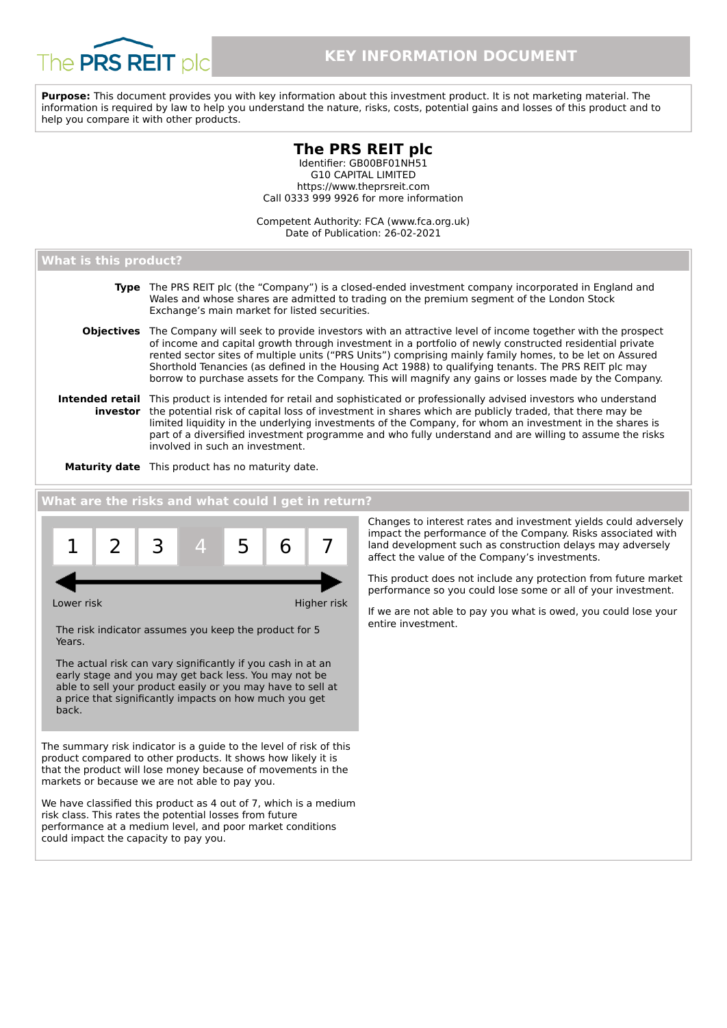The PRS REIT plc

# KEY INFORMATION DOCUMENT

**Purpose:** This document provides you with key information about this investment product. It is not marketing material. The information is required by law to help you understand the nature, risks, costs, potential gains and losses of this product and to help you compare it with other products.

## The PRS REIT plc

Identifier: GB00BF01NH51
G10 CAPITAL LIMITED
https://www.theprsreit.com
Call 0333 999 9926 for more information

Competent Authority: FCA (www.fca.org.uk)
Date of Publication: 26-02-2021

## What is this product?

**Type** The PRS REIT plc (the "Company") is a closed-ended investment company incorporated in England and Wales and whose shares are admitted to trading on the premium segment of the London Stock Exchange's main market for listed securities.

**Objectives** The Company will seek to provide investors with an attractive level of income together with the prospect of income and capital growth through investment in a portfolio of newly constructed residential private rented sector sites of multiple units ("PRS Units") comprising mainly family homes, to be let on Assured Shorthold Tenancies (as defined in the Housing Act 1988) to qualifying tenants. The PRS REIT plc may borrow to purchase assets for the Company. This will magnify any gains or losses made by the Company.

**Intended retail investor** This product is intended for retail and sophisticated or professionally advised investors who understand the potential risk of capital loss of investment in shares which are publicly traded, that there may be limited liquidity in the underlying investments of the Company, for whom an investment in the shares is part of a diversified investment programme and who fully understand and are willing to assume the risks involved in such an investment.

**Maturity date** This product has no maturity date.

## What are the risks and what could I get in return?

| 1 | 2 | 3 | **4** | 5 | 6 | 7 |
|---|---|---|---|---|---|---|

Lower risk ← → Higher risk

The risk indicator assumes you keep the product for 5 Years.

The actual risk can vary significantly if you cash in at an early stage and you may get back less. You may not be able to sell your product easily or you may have to sell at a price that significantly impacts on how much you get back.

The summary risk indicator is a guide to the level of risk of this product compared to other products. It shows how likely it is that the product will lose money because of movements in the markets or because we are not able to pay you.

We have classified this product as 4 out of 7, which is a medium risk class. This rates the potential losses from future performance at a medium level, and poor market conditions could impact the capacity to pay you.

Changes to interest rates and investment yields could adversely impact the performance of the Company. Risks associated with land development such as construction delays may adversely affect the value of the Company's investments.

This product does not include any protection from future market performance so you could lose some or all of your investment.

If we are not able to pay you what is owed, you could lose your entire investment.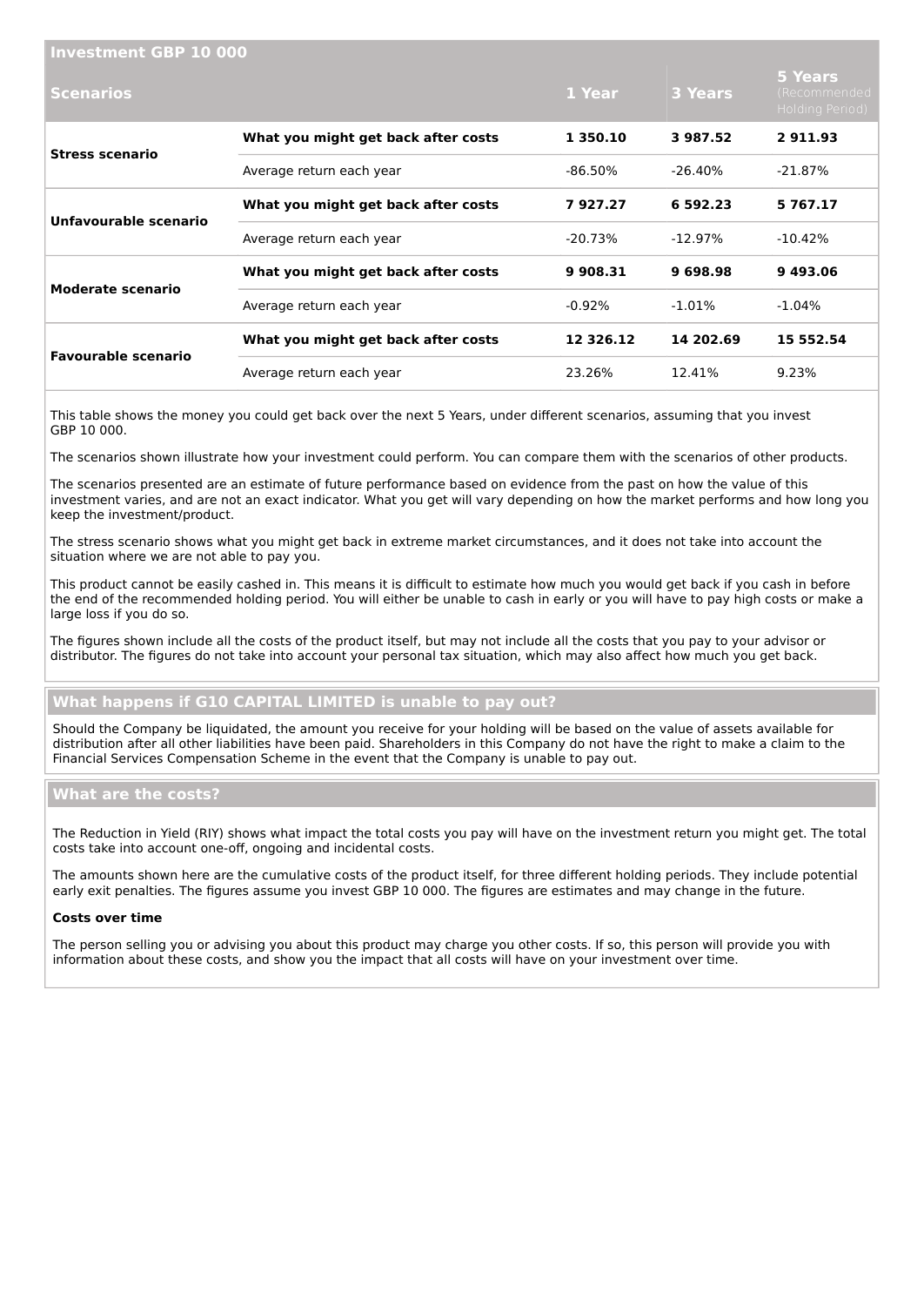| Investment GBP 10 000 | | | | |
|---|---|---|---|---|
| **Scenarios** | | **1 Year** | **3 Years** | **5 Years** (Recommended Holding Period) |
| **Stress scenario** | **What you might get back after costs** | **1 350.10** | **3 987.52** | **2 911.93** |
| | Average return each year | -86.50% | -26.40% | -21.87% |
| **Unfavourable scenario** | **What you might get back after costs** | **7 927.27** | **6 592.23** | **5 767.17** |
| | Average return each year | -20.73% | -12.97% | -10.42% |
| **Moderate scenario** | **What you might get back after costs** | **9 908.31** | **9 698.98** | **9 493.06** |
| | Average return each year | -0.92% | -1.01% | -1.04% |
| **Favourable scenario** | **What you might get back after costs** | **12 326.12** | **14 202.69** | **15 552.54** |
| | Average return each year | 23.26% | 12.41% | 9.23% |

This table shows the money you could get back over the next 5 Years, under different scenarios, assuming that you invest GBP 10 000.

The scenarios shown illustrate how your investment could perform. You can compare them with the scenarios of other products.

The scenarios presented are an estimate of future performance based on evidence from the past on how the value of this investment varies, and are not an exact indicator. What you get will vary depending on how the market performs and how long you keep the investment/product.

The stress scenario shows what you might get back in extreme market circumstances, and it does not take into account the situation where we are not able to pay you.

This product cannot be easily cashed in. This means it is difficult to estimate how much you would get back if you cash in before the end of the recommended holding period. You will either be unable to cash in early or you will have to pay high costs or make a large loss if you do so.

The figures shown include all the costs of the product itself, but may not include all the costs that you pay to your advisor or distributor. The figures do not take into account your personal tax situation, which may also affect how much you get back.

## What happens if G10 CAPITAL LIMITED is unable to pay out?

Should the Company be liquidated, the amount you receive for your holding will be based on the value of assets available for distribution after all other liabilities have been paid. Shareholders in this Company do not have the right to make a claim to the Financial Services Compensation Scheme in the event that the Company is unable to pay out.

## What are the costs?

The Reduction in Yield (RIY) shows what impact the total costs you pay will have on the investment return you might get. The total costs take into account one-off, ongoing and incidental costs.

The amounts shown here are the cumulative costs of the product itself, for three different holding periods. They include potential early exit penalties. The figures assume you invest GBP 10 000. The figures are estimates and may change in the future.

**Costs over time**

The person selling you or advising you about this product may charge you other costs. If so, this person will provide you with information about these costs, and show you the impact that all costs will have on your investment over time.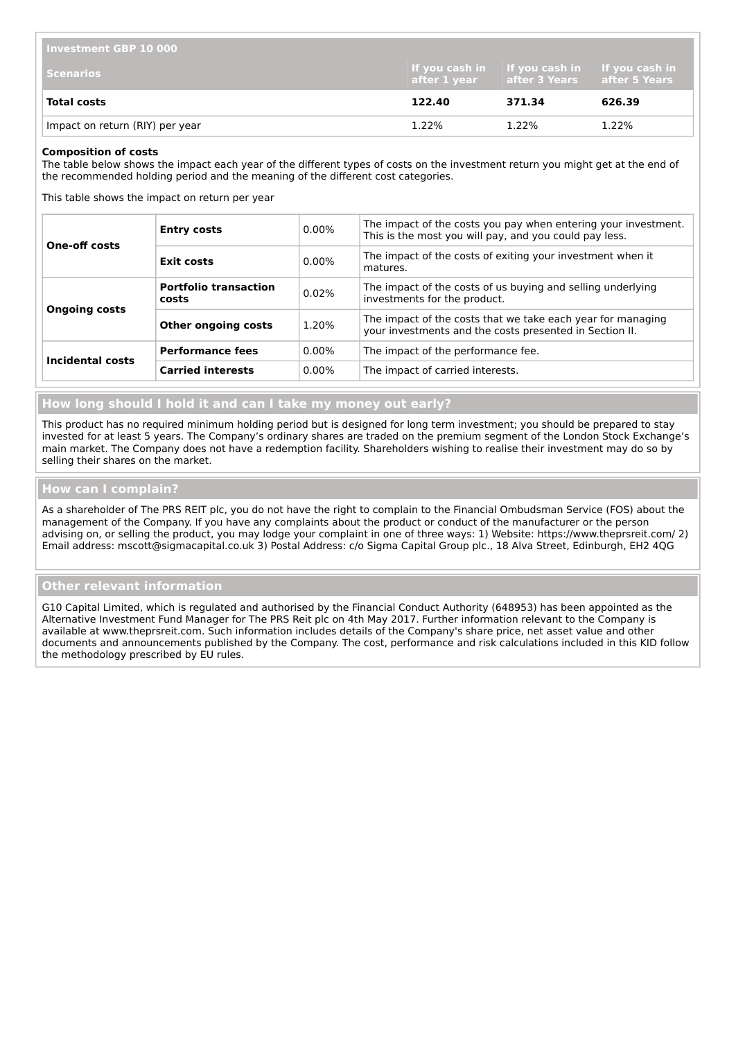| Investment GBP 10 000<br>Scenarios | If you cash in after 1 year | If you cash in after 3 Years | If you cash in after 5 Years |
|---|---|---|---|
| **Total costs** | **122.40** | **371.34** | **626.39** |
| Impact on return (RIY) per year | 1.22% | 1.22% | 1.22% |

**Composition of costs**

The table below shows the impact each year of the different types of costs on the investment return you might get at the end of the recommended holding period and the meaning of the different cost categories.

This table shows the impact on return per year

| | | | |
|---|---|---|---|
| **One-off costs** | **Entry costs** | 0.00% | The impact of the costs you pay when entering your investment. This is the most you will pay, and you could pay less. |
| | **Exit costs** | 0.00% | The impact of the costs of exiting your investment when it matures. |
| **Ongoing costs** | **Portfolio transaction costs** | 0.02% | The impact of the costs of us buying and selling underlying investments for the product. |
| | **Other ongoing costs** | 1.20% | The impact of the costs that we take each year for managing your investments and the costs presented in Section II. |
| **Incidental costs** | **Performance fees** | 0.00% | The impact of the performance fee. |
| | **Carried interests** | 0.00% | The impact of carried interests. |

## How long should I hold it and can I take my money out early?

This product has no required minimum holding period but is designed for long term investment; you should be prepared to stay invested for at least 5 years. The Company's ordinary shares are traded on the premium segment of the London Stock Exchange's main market. The Company does not have a redemption facility. Shareholders wishing to realise their investment may do so by selling their shares on the market.

## How can I complain?

As a shareholder of The PRS REIT plc, you do not have the right to complain to the Financial Ombudsman Service (FOS) about the management of the Company. If you have any complaints about the product or conduct of the manufacturer or the person advising on, or selling the product, you may lodge your complaint in one of three ways: 1) Website: https://www.theprsreit.com/ 2) Email address: mscott@sigmacapital.co.uk 3) Postal Address: c/o Sigma Capital Group plc., 18 Alva Street, Edinburgh, EH2 4QG

## Other relevant information

G10 Capital Limited, which is regulated and authorised by the Financial Conduct Authority (648953) has been appointed as the Alternative Investment Fund Manager for The PRS Reit plc on 4th May 2017. Further information relevant to the Company is available at www.theprsreit.com. Such information includes details of the Company's share price, net asset value and other documents and announcements published by the Company. The cost, performance and risk calculations included in this KID follow the methodology prescribed by EU rules.